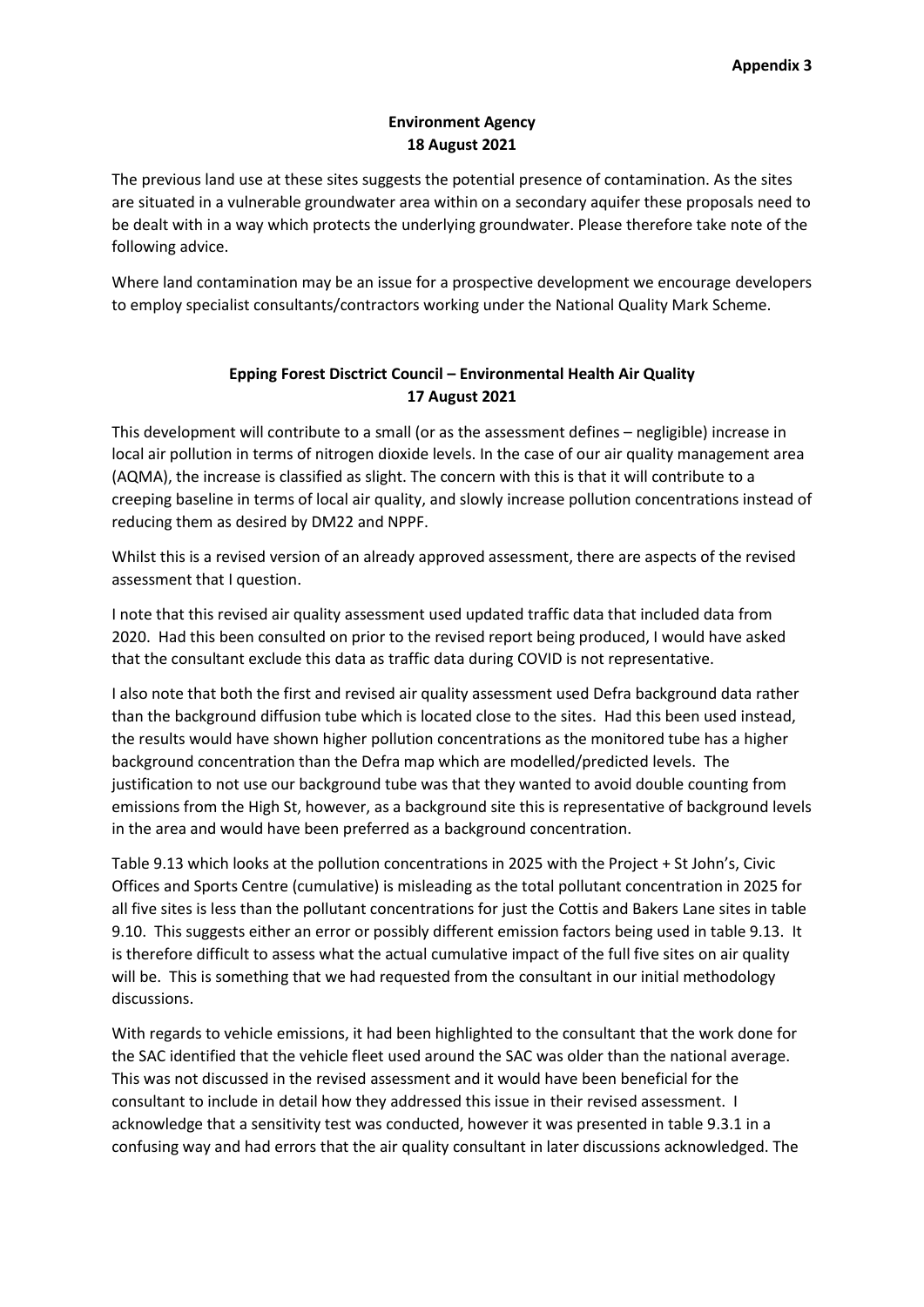**Appendix 3**

**Environment Agency**
**18 August 2021**

The previous land use at these sites suggests the potential presence of contamination. As the sites are situated in a vulnerable groundwater area within on a secondary aquifer these proposals need to be dealt with in a way which protects the underlying groundwater. Please therefore take note of the following advice.

Where land contamination may be an issue for a prospective development we encourage developers to employ specialist consultants/contractors working under the National Quality Mark Scheme.

**Epping Forest Disctrict Council – Environmental Health Air Quality**
**17 August 2021**

This development will contribute to a small (or as the assessment defines – negligible) increase in local air pollution in terms of nitrogen dioxide levels. In the case of our air quality management area (AQMA), the increase is classified as slight. The concern with this is that it will contribute to a creeping baseline in terms of local air quality, and slowly increase pollution concentrations instead of reducing them as desired by DM22 and NPPF.

Whilst this is a revised version of an already approved assessment, there are aspects of the revised assessment that I question.

I note that this revised air quality assessment used updated traffic data that included data from 2020. Had this been consulted on prior to the revised report being produced, I would have asked that the consultant exclude this data as traffic data during COVID is not representative.

I also note that both the first and revised air quality assessment used Defra background data rather than the background diffusion tube which is located close to the sites. Had this been used instead, the results would have shown higher pollution concentrations as the monitored tube has a higher background concentration than the Defra map which are modelled/predicted levels. The justification to not use our background tube was that they wanted to avoid double counting from emissions from the High St, however, as a background site this is representative of background levels in the area and would have been preferred as a background concentration.

Table 9.13 which looks at the pollution concentrations in 2025 with the Project + St John's, Civic Offices and Sports Centre (cumulative) is misleading as the total pollutant concentration in 2025 for all five sites is less than the pollutant concentrations for just the Cottis and Bakers Lane sites in table 9.10. This suggests either an error or possibly different emission factors being used in table 9.13. It is therefore difficult to assess what the actual cumulative impact of the full five sites on air quality will be. This is something that we had requested from the consultant in our initial methodology discussions.

With regards to vehicle emissions, it had been highlighted to the consultant that the work done for the SAC identified that the vehicle fleet used around the SAC was older than the national average. This was not discussed in the revised assessment and it would have been beneficial for the consultant to include in detail how they addressed this issue in their revised assessment. I acknowledge that a sensitivity test was conducted, however it was presented in table 9.3.1 in a confusing way and had errors that the air quality consultant in later discussions acknowledged. The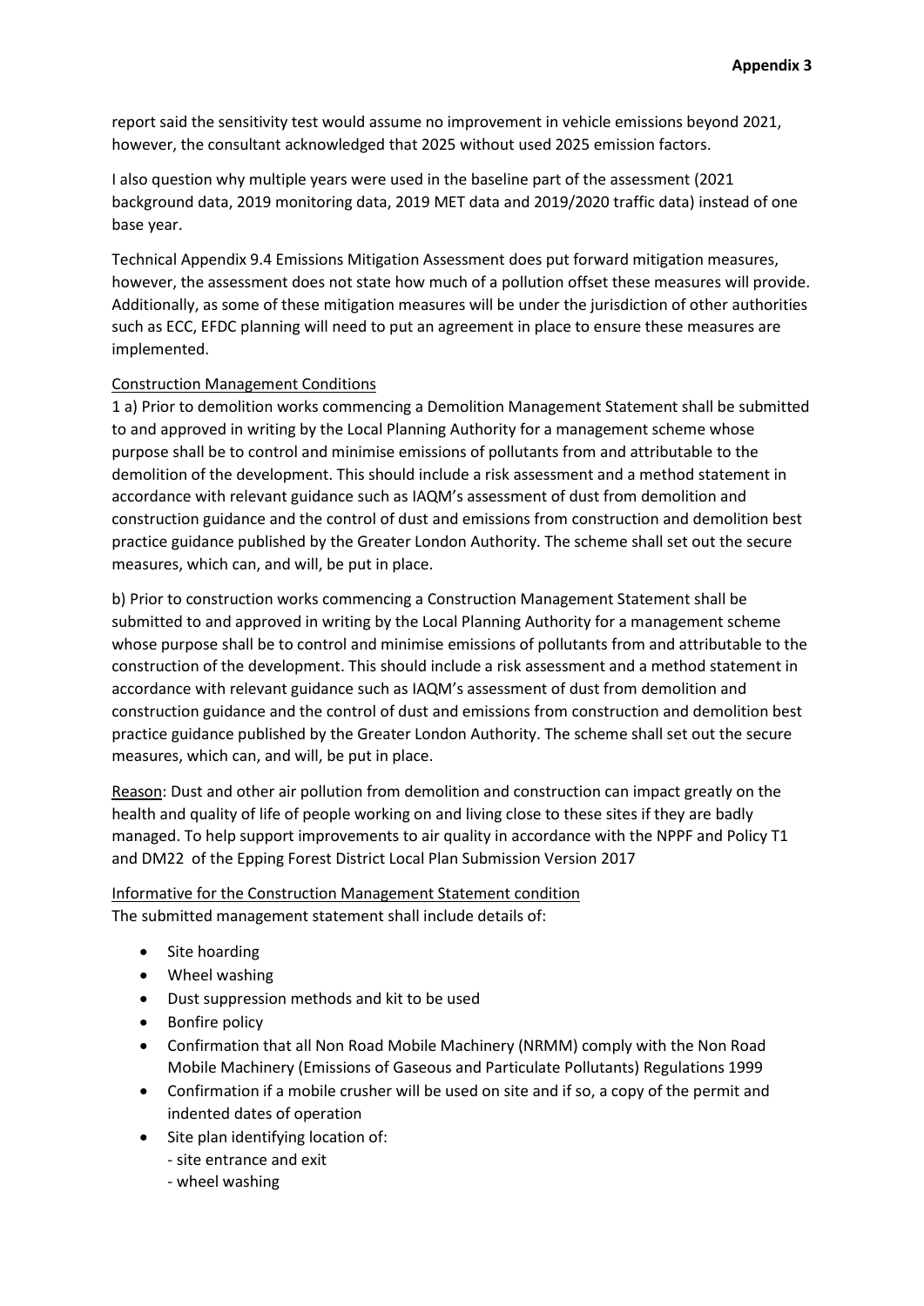report said the sensitivity test would assume no improvement in vehicle emissions beyond 2021, however, the consultant acknowledged that 2025 without used 2025 emission factors.

I also question why multiple years were used in the baseline part of the assessment (2021 background data, 2019 monitoring data, 2019 MET data and 2019/2020 traffic data) instead of one base year.

Technical Appendix 9.4 Emissions Mitigation Assessment does put forward mitigation measures, however, the assessment does not state how much of a pollution offset these measures will provide. Additionally, as some of these mitigation measures will be under the jurisdiction of other authorities such as ECC, EFDC planning will need to put an agreement in place to ensure these measures are implemented.

Construction Management Conditions

1 a) Prior to demolition works commencing a Demolition Management Statement shall be submitted to and approved in writing by the Local Planning Authority for a management scheme whose purpose shall be to control and minimise emissions of pollutants from and attributable to the demolition of the development. This should include a risk assessment and a method statement in accordance with relevant guidance such as IAQM's assessment of dust from demolition and construction guidance and the control of dust and emissions from construction and demolition best practice guidance published by the Greater London Authority. The scheme shall set out the secure measures, which can, and will, be put in place.

b) Prior to construction works commencing a Construction Management Statement shall be submitted to and approved in writing by the Local Planning Authority for a management scheme whose purpose shall be to control and minimise emissions of pollutants from and attributable to the construction of the development. This should include a risk assessment and a method statement in accordance with relevant guidance such as IAQM's assessment of dust from demolition and construction guidance and the control of dust and emissions from construction and demolition best practice guidance published by the Greater London Authority. The scheme shall set out the secure measures, which can, and will, be put in place.

Reason: Dust and other air pollution from demolition and construction can impact greatly on the health and quality of life of people working on and living close to these sites if they are badly managed. To help support improvements to air quality in accordance with the NPPF and Policy T1 and DM22 of the Epping Forest District Local Plan Submission Version 2017

Informative for the Construction Management Statement condition

The submitted management statement shall include details of:

- Site hoarding
- Wheel washing
- Dust suppression methods and kit to be used
- Bonfire policy
- Confirmation that all Non Road Mobile Machinery (NRMM) comply with the Non Road Mobile Machinery (Emissions of Gaseous and Particulate Pollutants) Regulations 1999
- Confirmation if a mobile crusher will be used on site and if so, a copy of the permit and indented dates of operation
- Site plan identifying location of:
  - site entrance and exit
  - wheel washing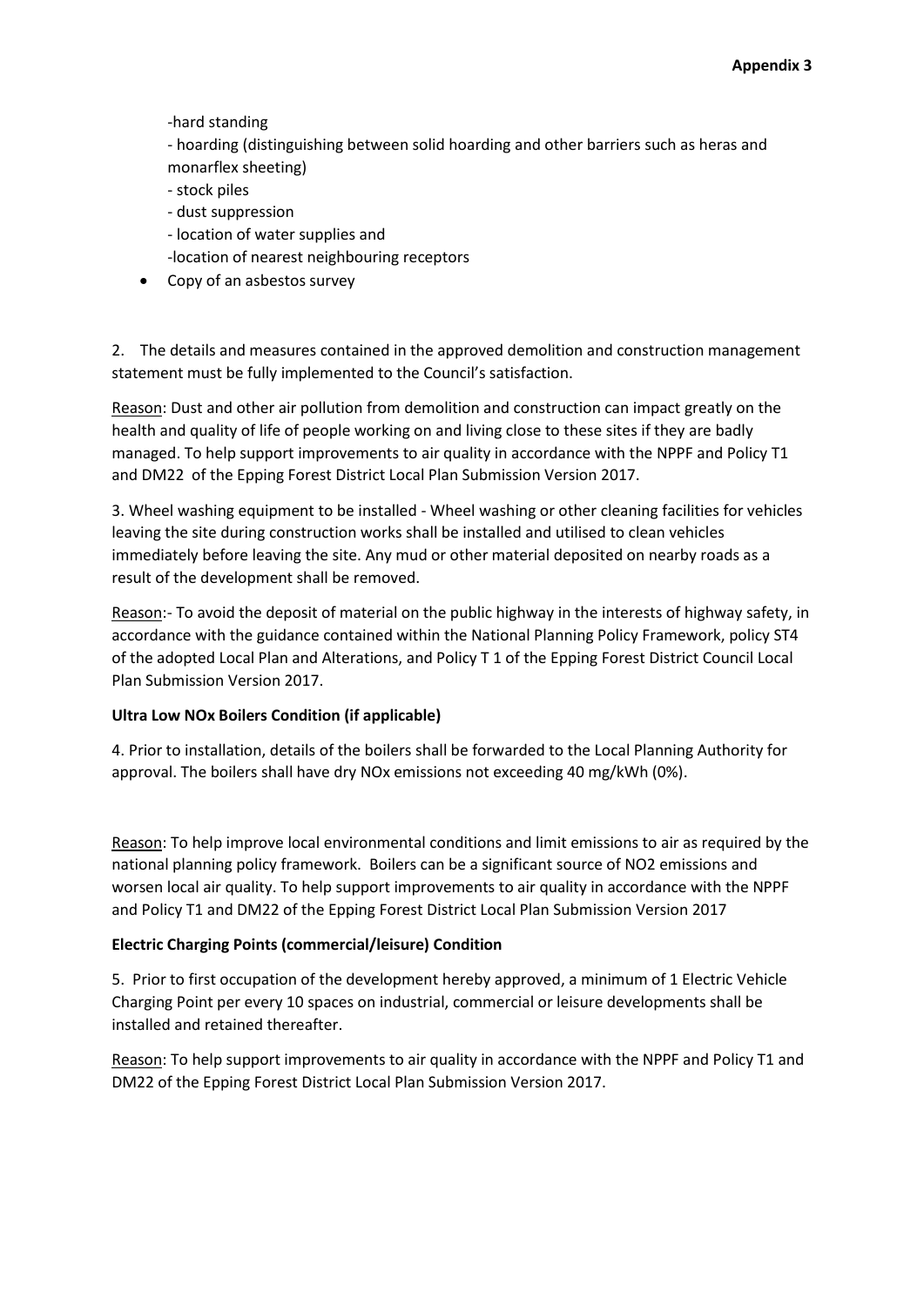-hard standing

- hoarding (distinguishing between solid hoarding and other barriers such as heras and monarflex sheeting)
- stock piles
- dust suppression
- location of water supplies and

-location of nearest neighbouring receptors

- Copy of an asbestos survey

2. The details and measures contained in the approved demolition and construction management statement must be fully implemented to the Council's satisfaction.

Reason: Dust and other air pollution from demolition and construction can impact greatly on the health and quality of life of people working on and living close to these sites if they are badly managed. To help support improvements to air quality in accordance with the NPPF and Policy T1 and DM22 of the Epping Forest District Local Plan Submission Version 2017.

3. Wheel washing equipment to be installed - Wheel washing or other cleaning facilities for vehicles leaving the site during construction works shall be installed and utilised to clean vehicles immediately before leaving the site. Any mud or other material deposited on nearby roads as a result of the development shall be removed.

Reason:- To avoid the deposit of material on the public highway in the interests of highway safety, in accordance with the guidance contained within the National Planning Policy Framework, policy ST4 of the adopted Local Plan and Alterations, and Policy T 1 of the Epping Forest District Council Local Plan Submission Version 2017.

**Ultra Low NOx Boilers Condition (if applicable)**

4. Prior to installation, details of the boilers shall be forwarded to the Local Planning Authority for approval. The boilers shall have dry NOx emissions not exceeding 40 mg/kWh (0%).

Reason: To help improve local environmental conditions and limit emissions to air as required by the national planning policy framework. Boilers can be a significant source of $NO_2$ emissions and worsen local air quality. To help support improvements to air quality in accordance with the NPPF and Policy T1 and DM22 of the Epping Forest District Local Plan Submission Version 2017

**Electric Charging Points (commercial/leisure) Condition**

5. Prior to first occupation of the development hereby approved, a minimum of 1 Electric Vehicle Charging Point per every 10 spaces on industrial, commercial or leisure developments shall be installed and retained thereafter.

Reason: To help support improvements to air quality in accordance with the NPPF and Policy T1 and DM22 of the Epping Forest District Local Plan Submission Version 2017.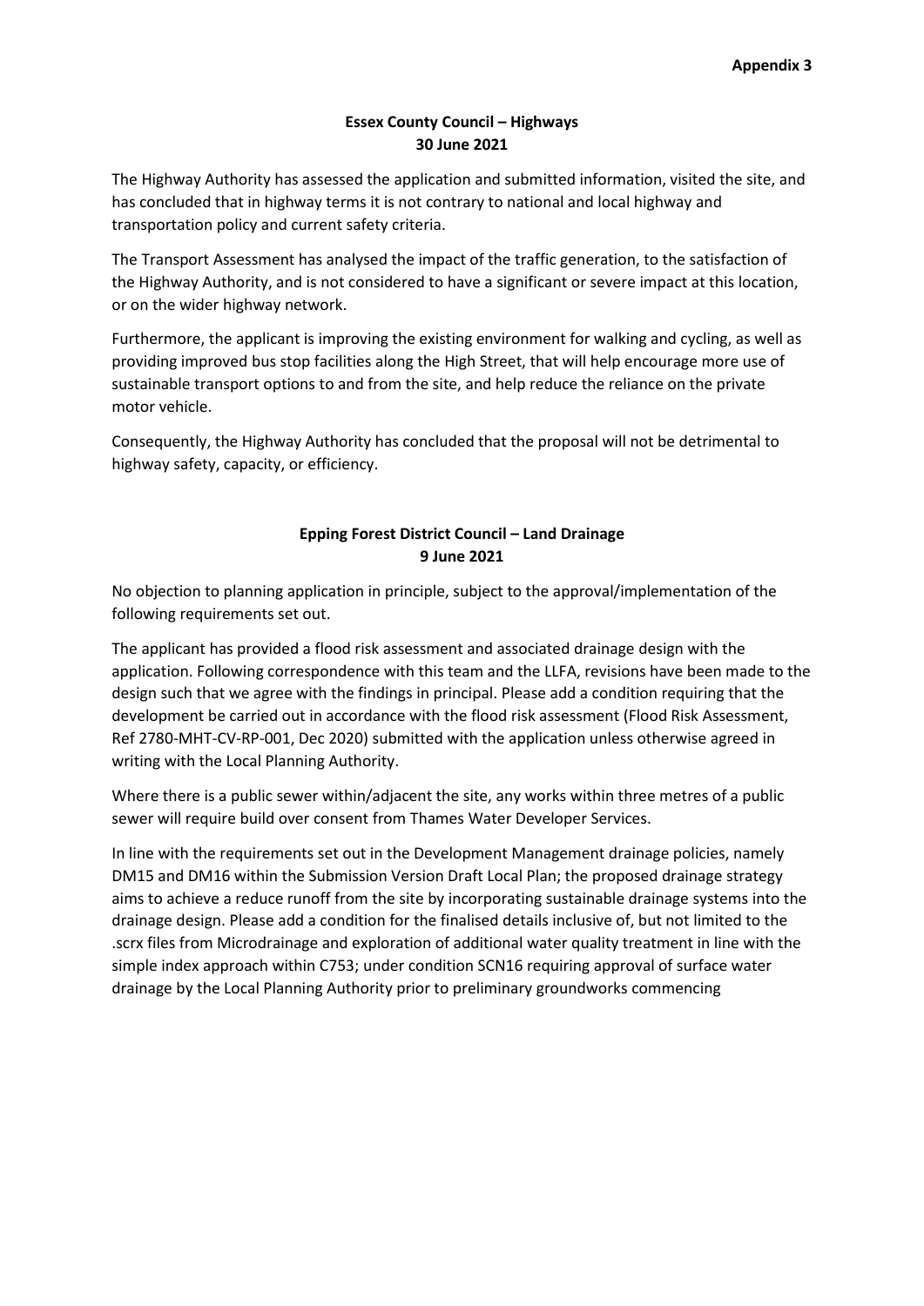**Appendix 3**

## Essex County Council – Highways
### 30 June 2021

The Highway Authority has assessed the application and submitted information, visited the site, and has concluded that in highway terms it is not contrary to national and local highway and transportation policy and current safety criteria.

The Transport Assessment has analysed the impact of the traffic generation, to the satisfaction of the Highway Authority, and is not considered to have a significant or severe impact at this location, or on the wider highway network.

Furthermore, the applicant is improving the existing environment for walking and cycling, as well as providing improved bus stop facilities along the High Street, that will help encourage more use of sustainable transport options to and from the site, and help reduce the reliance on the private motor vehicle.

Consequently, the Highway Authority has concluded that the proposal will not be detrimental to highway safety, capacity, or efficiency.

## Epping Forest District Council – Land Drainage
### 9 June 2021

No objection to planning application in principle, subject to the approval/implementation of the following requirements set out.

The applicant has provided a flood risk assessment and associated drainage design with the application. Following correspondence with this team and the LLFA, revisions have been made to the design such that we agree with the findings in principal. Please add a condition requiring that the development be carried out in accordance with the flood risk assessment (Flood Risk Assessment, Ref 2780-MHT-CV-RP-001, Dec 2020) submitted with the application unless otherwise agreed in writing with the Local Planning Authority.

Where there is a public sewer within/adjacent the site, any works within three metres of a public sewer will require build over consent from Thames Water Developer Services.

In line with the requirements set out in the Development Management drainage policies, namely DM15 and DM16 within the Submission Version Draft Local Plan; the proposed drainage strategy aims to achieve a reduce runoff from the site by incorporating sustainable drainage systems into the drainage design. Please add a condition for the finalised details inclusive of, but not limited to the .scrx files from Microdrainage and exploration of additional water quality treatment in line with the simple index approach within C753; under condition SCN16 requiring approval of surface water drainage by the Local Planning Authority prior to preliminary groundworks commencing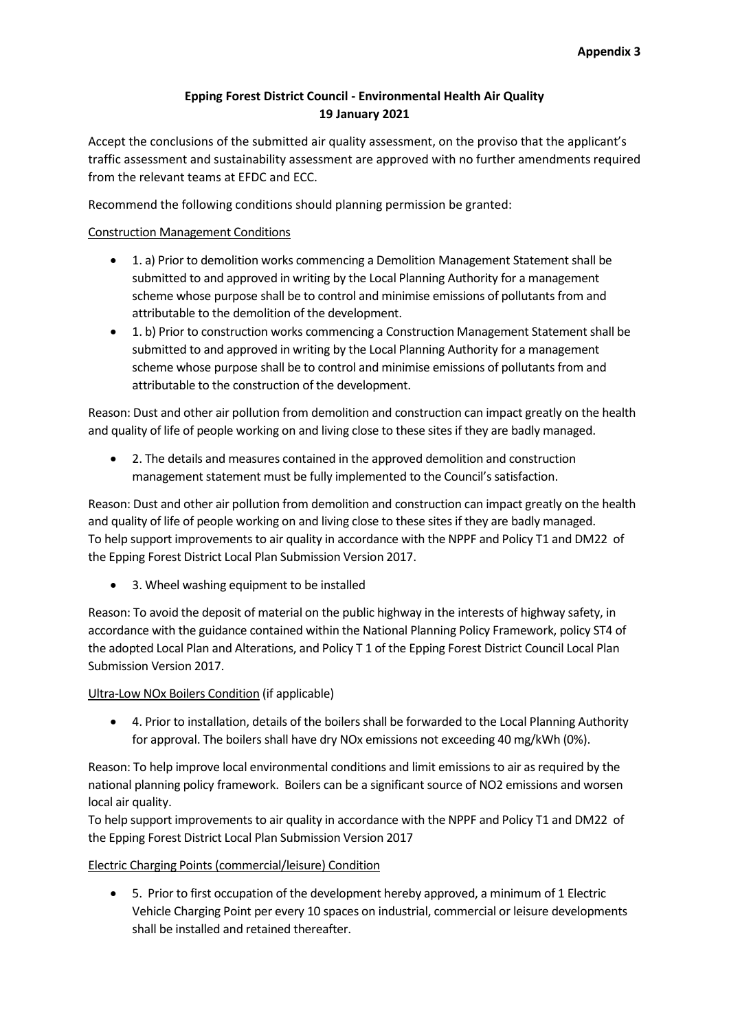**Appendix 3**

**Epping Forest District Council - Environmental Health Air Quality**
**19 January 2021**

Accept the conclusions of the submitted air quality assessment, on the proviso that the applicant's traffic assessment and sustainability assessment are approved with no further amendments required from the relevant teams at EFDC and ECC.

Recommend the following conditions should planning permission be granted:

Construction Management Conditions

- 1. a) Prior to demolition works commencing a Demolition Management Statement shall be submitted to and approved in writing by the Local Planning Authority for a management scheme whose purpose shall be to control and minimise emissions of pollutants from and attributable to the demolition of the development.
- 1. b) Prior to construction works commencing a Construction Management Statement shall be submitted to and approved in writing by the Local Planning Authority for a management scheme whose purpose shall be to control and minimise emissions of pollutants from and attributable to the construction of the development.

Reason: Dust and other air pollution from demolition and construction can impact greatly on the health and quality of life of people working on and living close to these sites if they are badly managed.

- 2. The details and measures contained in the approved demolition and construction management statement must be fully implemented to the Council's satisfaction.

Reason: Dust and other air pollution from demolition and construction can impact greatly on the health and quality of life of people working on and living close to these sites if they are badly managed.
To help support improvements to air quality in accordance with the NPPF and Policy T1 and DM22 of the Epping Forest District Local Plan Submission Version 2017.

- 3. Wheel washing equipment to be installed

Reason: To avoid the deposit of material on the public highway in the interests of highway safety, in accordance with the guidance contained within the National Planning Policy Framework, policy ST4 of the adopted Local Plan and Alterations, and Policy T 1 of the Epping Forest District Council Local Plan Submission Version 2017.

Ultra-Low NOx Boilers Condition (if applicable)

- 4. Prior to installation, details of the boilers shall be forwarded to the Local Planning Authority for approval. The boilers shall have dry NOx emissions not exceeding 40 mg/kWh (0%).

Reason: To help improve local environmental conditions and limit emissions to air as required by the national planning policy framework. Boilers can be a significant source of $NO_2$ emissions and worsen local air quality.
To help support improvements to air quality in accordance with the NPPF and Policy T1 and DM22 of the Epping Forest District Local Plan Submission Version 2017

Electric Charging Points (commercial/leisure) Condition

- 5. Prior to first occupation of the development hereby approved, a minimum of 1 Electric Vehicle Charging Point per every 10 spaces on industrial, commercial or leisure developments shall be installed and retained thereafter.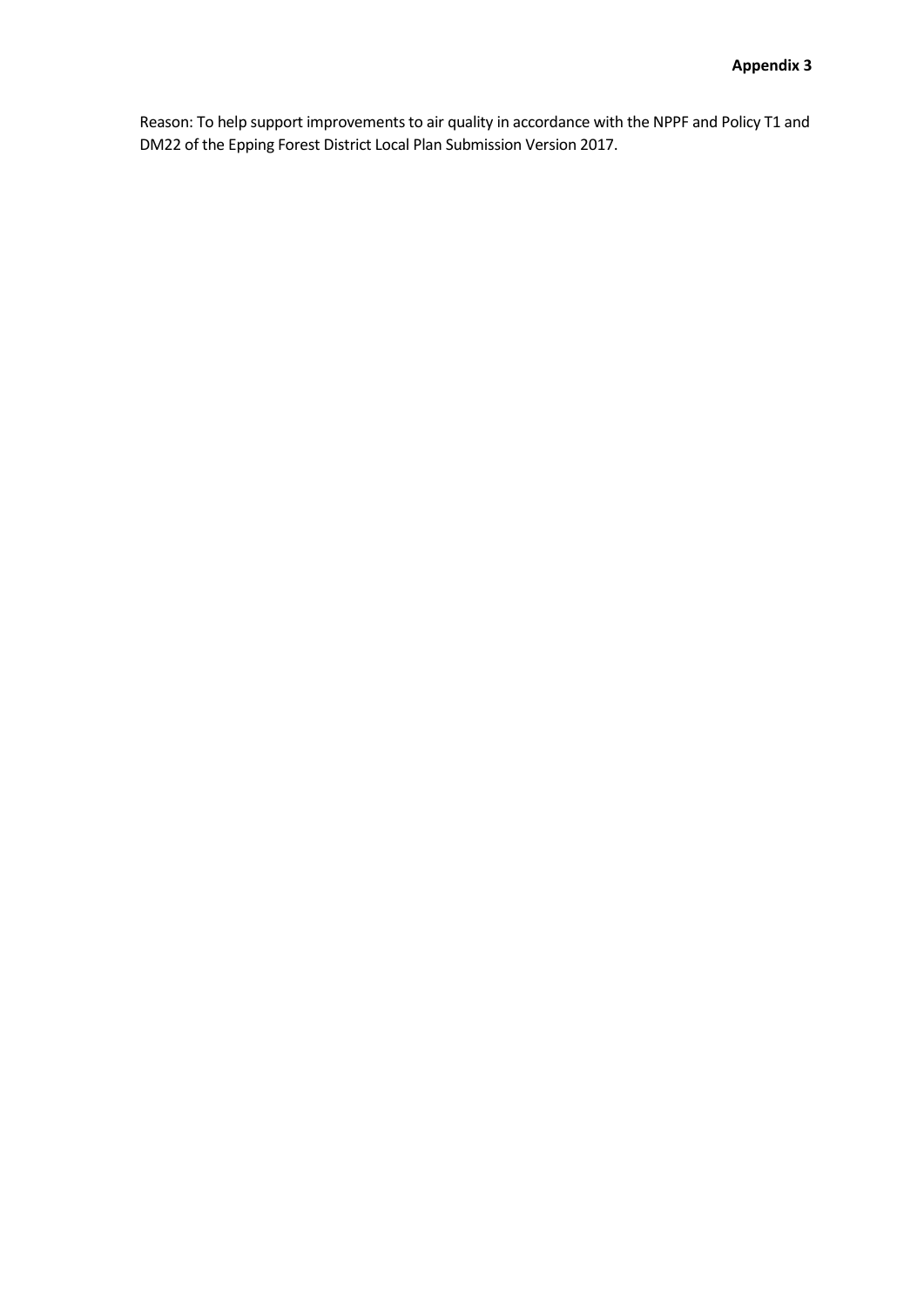Reason: To help support improvements to air quality in accordance with the NPPF and Policy T1 and DM22 of the Epping Forest District Local Plan Submission Version 2017.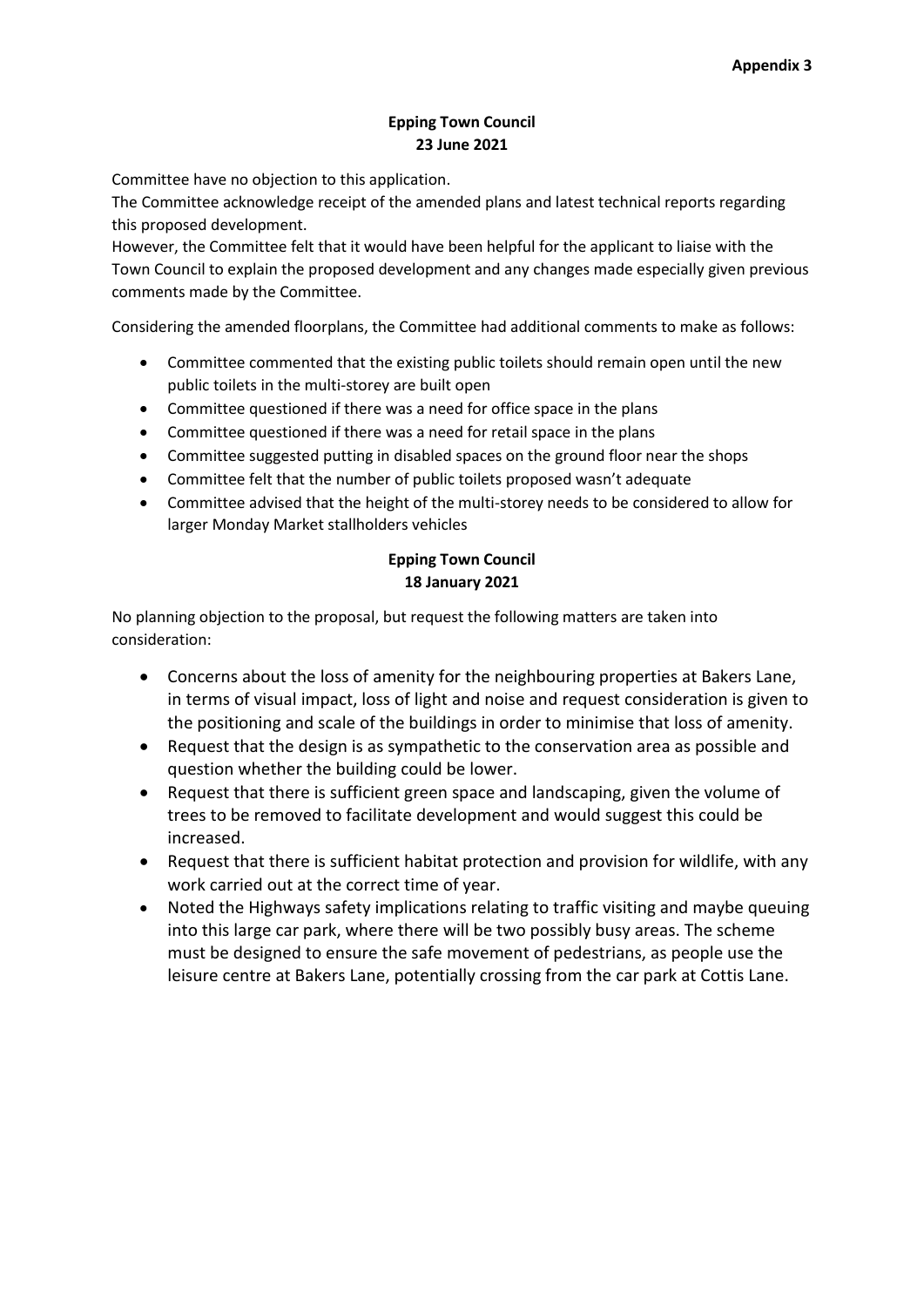**Appendix 3**

**Epping Town Council**
**23 June 2021**

Committee have no objection to this application.
The Committee acknowledge receipt of the amended plans and latest technical reports regarding this proposed development.
However, the Committee felt that it would have been helpful for the applicant to liaise with the Town Council to explain the proposed development and any changes made especially given previous comments made by the Committee.

Considering the amended floorplans, the Committee had additional comments to make as follows:

- Committee commented that the existing public toilets should remain open until the new public toilets in the multi-storey are built open
- Committee questioned if there was a need for office space in the plans
- Committee questioned if there was a need for retail space in the plans
- Committee suggested putting in disabled spaces on the ground floor near the shops
- Committee felt that the number of public toilets proposed wasn't adequate
- Committee advised that the height of the multi-storey needs to be considered to allow for larger Monday Market stallholders vehicles

**Epping Town Council**
**18 January 2021**

No planning objection to the proposal, but request the following matters are taken into consideration:

- Concerns about the loss of amenity for the neighbouring properties at Bakers Lane, in terms of visual impact, loss of light and noise and request consideration is given to the positioning and scale of the buildings in order to minimise that loss of amenity.
- Request that the design is as sympathetic to the conservation area as possible and question whether the building could be lower.
- Request that there is sufficient green space and landscaping, given the volume of trees to be removed to facilitate development and would suggest this could be increased.
- Request that there is sufficient habitat protection and provision for wildlife, with any work carried out at the correct time of year.
- Noted the Highways safety implications relating to traffic visiting and maybe queuing into this large car park, where there will be two possibly busy areas. The scheme must be designed to ensure the safe movement of pedestrians, as people use the leisure centre at Bakers Lane, potentially crossing from the car park at Cottis Lane.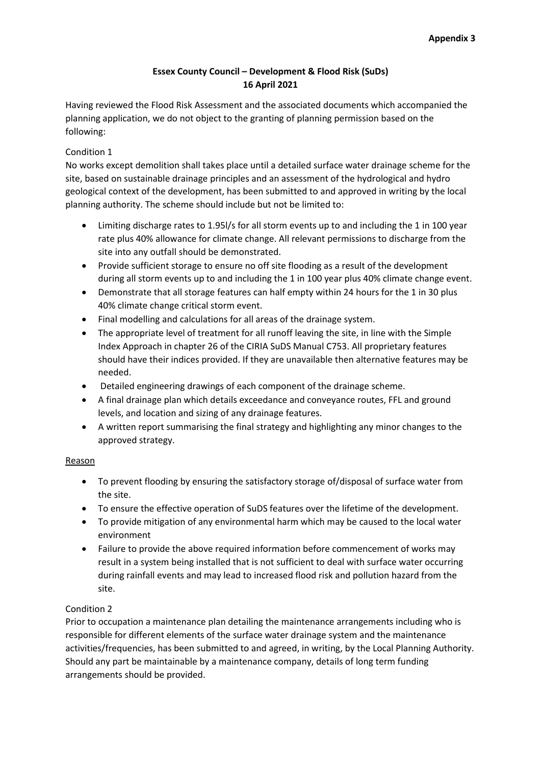**Appendix 3**

**Essex County Council – Development & Flood Risk (SuDs)**
**16 April 2021**

Having reviewed the Flood Risk Assessment and the associated documents which accompanied the planning application, we do not object to the granting of planning permission based on the following:

Condition 1
No works except demolition shall takes place until a detailed surface water drainage scheme for the site, based on sustainable drainage principles and an assessment of the hydrological and hydro geological context of the development, has been submitted to and approved in writing by the local planning authority. The scheme should include but not be limited to:

- Limiting discharge rates to 1.95l/s for all storm events up to and including the 1 in 100 year rate plus 40% allowance for climate change. All relevant permissions to discharge from the site into any outfall should be demonstrated.
- Provide sufficient storage to ensure no off site flooding as a result of the development during all storm events up to and including the 1 in 100 year plus 40% climate change event.
- Demonstrate that all storage features can half empty within 24 hours for the 1 in 30 plus 40% climate change critical storm event.
- Final modelling and calculations for all areas of the drainage system.
- The appropriate level of treatment for all runoff leaving the site, in line with the Simple Index Approach in chapter 26 of the CIRIA SuDS Manual C753. All proprietary features should have their indices provided. If they are unavailable then alternative features may be needed.
- Detailed engineering drawings of each component of the drainage scheme.
- A final drainage plan which details exceedance and conveyance routes, FFL and ground levels, and location and sizing of any drainage features.
- A written report summarising the final strategy and highlighting any minor changes to the approved strategy.

Reason

- To prevent flooding by ensuring the satisfactory storage of/disposal of surface water from the site.
- To ensure the effective operation of SuDS features over the lifetime of the development.
- To provide mitigation of any environmental harm which may be caused to the local water environment
- Failure to provide the above required information before commencement of works may result in a system being installed that is not sufficient to deal with surface water occurring during rainfall events and may lead to increased flood risk and pollution hazard from the site.

Condition 2
Prior to occupation a maintenance plan detailing the maintenance arrangements including who is responsible for different elements of the surface water drainage system and the maintenance activities/frequencies, has been submitted to and agreed, in writing, by the Local Planning Authority. Should any part be maintainable by a maintenance company, details of long term funding arrangements should be provided.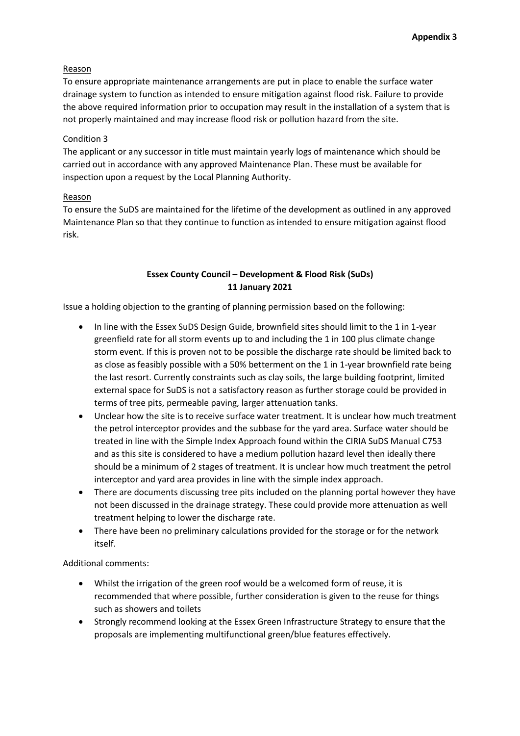**Appendix 3**

Reason

To ensure appropriate maintenance arrangements are put in place to enable the surface water drainage system to function as intended to ensure mitigation against flood risk. Failure to provide the above required information prior to occupation may result in the installation of a system that is not properly maintained and may increase flood risk or pollution hazard from the site.

Condition 3

The applicant or any successor in title must maintain yearly logs of maintenance which should be carried out in accordance with any approved Maintenance Plan. These must be available for inspection upon a request by the Local Planning Authority.

Reason

To ensure the SuDS are maintained for the lifetime of the development as outlined in any approved Maintenance Plan so that they continue to function as intended to ensure mitigation against flood risk.

**Essex County Council – Development & Flood Risk (SuDs)**
**11 January 2021**

Issue a holding objection to the granting of planning permission based on the following:

- In line with the Essex SuDS Design Guide, brownfield sites should limit to the 1 in 1-year greenfield rate for all storm events up to and including the 1 in 100 plus climate change storm event. If this is proven not to be possible the discharge rate should be limited back to as close as feasibly possible with a 50% betterment on the 1 in 1-year brownfield rate being the last resort. Currently constraints such as clay soils, the large building footprint, limited external space for SuDS is not a satisfactory reason as further storage could be provided in terms of tree pits, permeable paving, larger attenuation tanks.
- Unclear how the site is to receive surface water treatment. It is unclear how much treatment the petrol interceptor provides and the subbase for the yard area. Surface water should be treated in line with the Simple Index Approach found within the CIRIA SuDS Manual C753 and as this site is considered to have a medium pollution hazard level then ideally there should be a minimum of 2 stages of treatment. It is unclear how much treatment the petrol interceptor and yard area provides in line with the simple index approach.
- There are documents discussing tree pits included on the planning portal however they have not been discussed in the drainage strategy. These could provide more attenuation as well treatment helping to lower the discharge rate.
- There have been no preliminary calculations provided for the storage or for the network itself.

Additional comments:

- Whilst the irrigation of the green roof would be a welcomed form of reuse, it is recommended that where possible, further consideration is given to the reuse for things such as showers and toilets
- Strongly recommend looking at the Essex Green Infrastructure Strategy to ensure that the proposals are implementing multifunctional green/blue features effectively.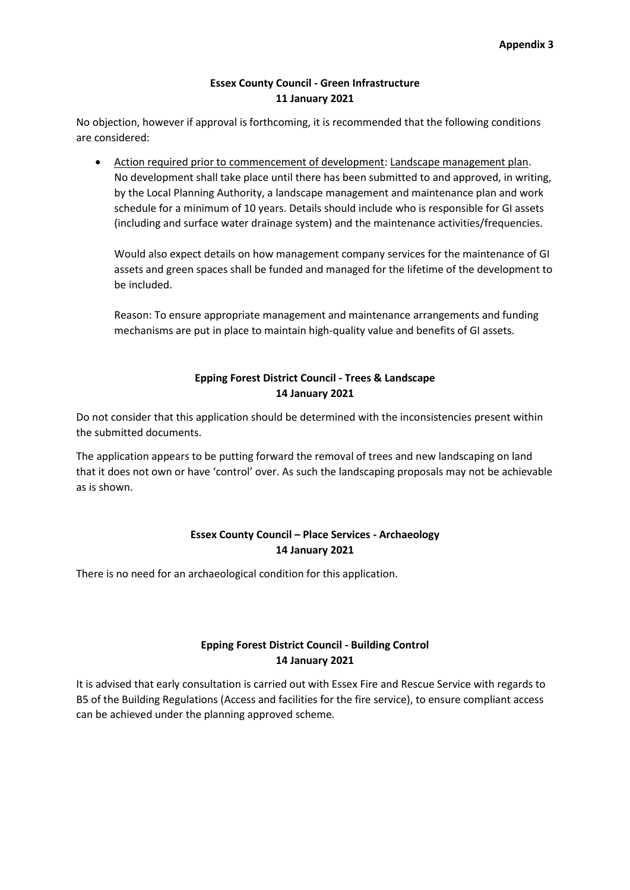**Appendix 3**

**Essex County Council - Green Infrastructure**
**11 January 2021**

No objection, however if approval is forthcoming, it is recommended that the following conditions are considered:

- Action required prior to commencement of development: Landscape management plan. No development shall take place until there has been submitted to and approved, in writing, by the Local Planning Authority, a landscape management and maintenance plan and work schedule for a minimum of 10 years. Details should include who is responsible for GI assets (including and surface water drainage system) and the maintenance activities/frequencies.

  Would also expect details on how management company services for the maintenance of GI assets and green spaces shall be funded and managed for the lifetime of the development to be included.

  Reason: To ensure appropriate management and maintenance arrangements and funding mechanisms are put in place to maintain high-quality value and benefits of GI assets.

**Epping Forest District Council - Trees & Landscape**
**14 January 2021**

Do not consider that this application should be determined with the inconsistencies present within the submitted documents.

The application appears to be putting forward the removal of trees and new landscaping on land that it does not own or have 'control' over. As such the landscaping proposals may not be achievable as is shown.

**Essex County Council – Place Services - Archaeology**
**14 January 2021**

There is no need for an archaeological condition for this application.

**Epping Forest District Council - Building Control**
**14 January 2021**

It is advised that early consultation is carried out with Essex Fire and Rescue Service with regards to B5 of the Building Regulations (Access and facilities for the fire service), to ensure compliant access can be achieved under the planning approved scheme.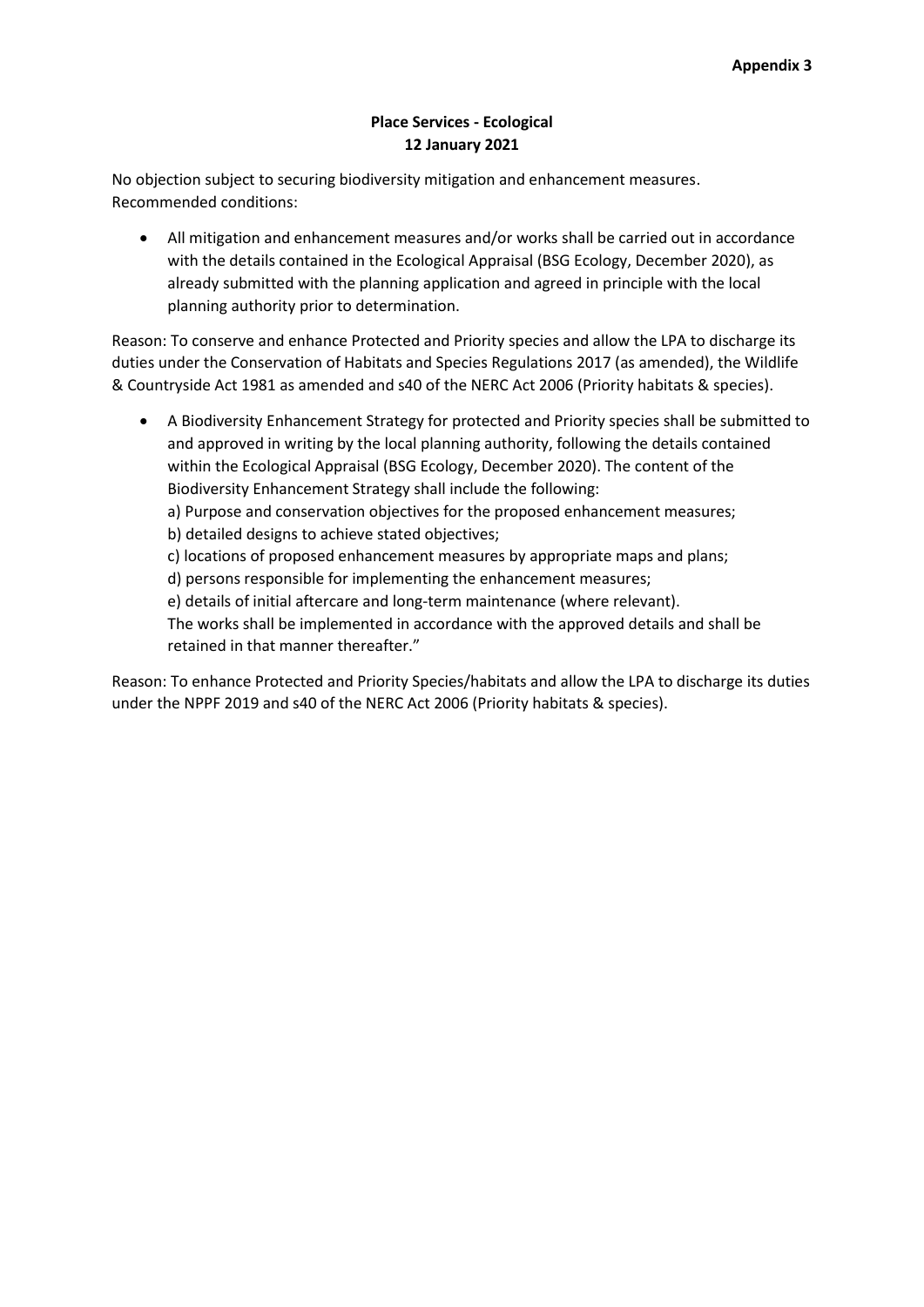**Appendix 3**

**Place Services - Ecological**
**12 January 2021**

No objection subject to securing biodiversity mitigation and enhancement measures.
Recommended conditions:

- All mitigation and enhancement measures and/or works shall be carried out in accordance with the details contained in the Ecological Appraisal (BSG Ecology, December 2020), as already submitted with the planning application and agreed in principle with the local planning authority prior to determination.

Reason: To conserve and enhance Protected and Priority species and allow the LPA to discharge its duties under the Conservation of Habitats and Species Regulations 2017 (as amended), the Wildlife & Countryside Act 1981 as amended and s40 of the NERC Act 2006 (Priority habitats & species).

- A Biodiversity Enhancement Strategy for protected and Priority species shall be submitted to and approved in writing by the local planning authority, following the details contained within the Ecological Appraisal (BSG Ecology, December 2020). The content of the Biodiversity Enhancement Strategy shall include the following:
  a) Purpose and conservation objectives for the proposed enhancement measures;
  b) detailed designs to achieve stated objectives;
  c) locations of proposed enhancement measures by appropriate maps and plans;
  d) persons responsible for implementing the enhancement measures;
  e) details of initial aftercare and long-term maintenance (where relevant).
  The works shall be implemented in accordance with the approved details and shall be retained in that manner thereafter."

Reason: To enhance Protected and Priority Species/habitats and allow the LPA to discharge its duties under the NPPF 2019 and s40 of the NERC Act 2006 (Priority habitats & species).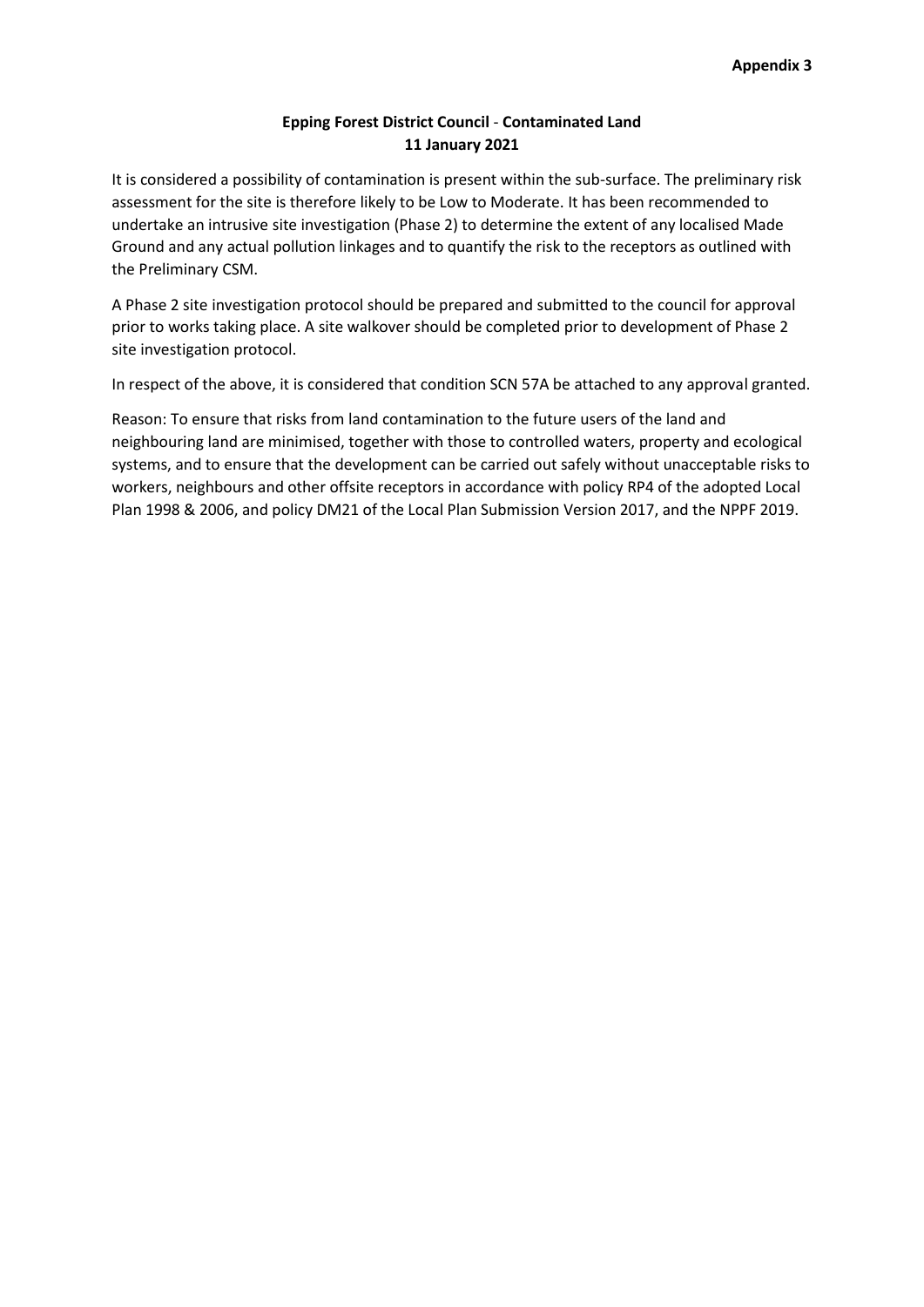**Appendix 3**

**Epping Forest District Council** - **Contaminated Land**
**11 January 2021**

It is considered a possibility of contamination is present within the sub-surface. The preliminary risk assessment for the site is therefore likely to be Low to Moderate. It has been recommended to undertake an intrusive site investigation (Phase 2) to determine the extent of any localised Made Ground and any actual pollution linkages and to quantify the risk to the receptors as outlined with the Preliminary CSM.

A Phase 2 site investigation protocol should be prepared and submitted to the council for approval prior to works taking place. A site walkover should be completed prior to development of Phase 2 site investigation protocol.

In respect of the above, it is considered that condition SCN 57A be attached to any approval granted.

Reason: To ensure that risks from land contamination to the future users of the land and neighbouring land are minimised, together with those to controlled waters, property and ecological systems, and to ensure that the development can be carried out safely without unacceptable risks to workers, neighbours and other offsite receptors in accordance with policy RP4 of the adopted Local Plan 1998 & 2006, and policy DM21 of the Local Plan Submission Version 2017, and the NPPF 2019.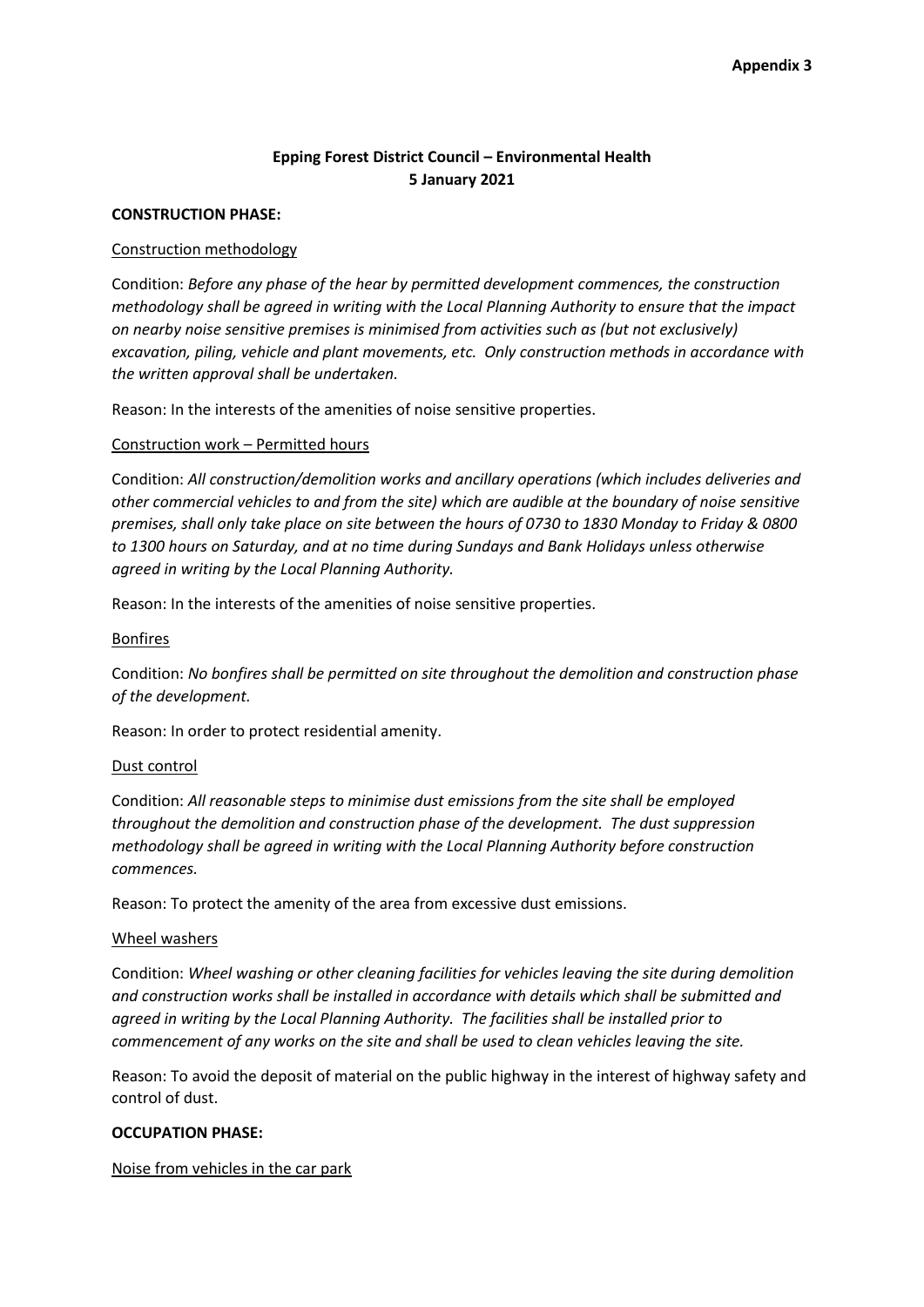**Appendix 3**

**Epping Forest District Council – Environmental Health**
**5 January 2021**

**CONSTRUCTION PHASE:**

Construction methodology

Condition: *Before any phase of the hear by permitted development commences, the construction methodology shall be agreed in writing with the Local Planning Authority to ensure that the impact on nearby noise sensitive premises is minimised from activities such as (but not exclusively) excavation, piling, vehicle and plant movements, etc. Only construction methods in accordance with the written approval shall be undertaken.*

Reason: In the interests of the amenities of noise sensitive properties.

Construction work – Permitted hours

Condition: *All construction/demolition works and ancillary operations (which includes deliveries and other commercial vehicles to and from the site) which are audible at the boundary of noise sensitive premises, shall only take place on site between the hours of 0730 to 1830 Monday to Friday & 0800 to 1300 hours on Saturday, and at no time during Sundays and Bank Holidays unless otherwise agreed in writing by the Local Planning Authority.*

Reason: In the interests of the amenities of noise sensitive properties.

Bonfires

Condition: *No bonfires shall be permitted on site throughout the demolition and construction phase of the development.*

Reason: In order to protect residential amenity.

Dust control

Condition: *All reasonable steps to minimise dust emissions from the site shall be employed throughout the demolition and construction phase of the development. The dust suppression methodology shall be agreed in writing with the Local Planning Authority before construction commences.*

Reason: To protect the amenity of the area from excessive dust emissions.

Wheel washers

Condition: *Wheel washing or other cleaning facilities for vehicles leaving the site during demolition and construction works shall be installed in accordance with details which shall be submitted and agreed in writing by the Local Planning Authority. The facilities shall be installed prior to commencement of any works on the site and shall be used to clean vehicles leaving the site.*

Reason: To avoid the deposit of material on the public highway in the interest of highway safety and control of dust.

**OCCUPATION PHASE:**

Noise from vehicles in the car park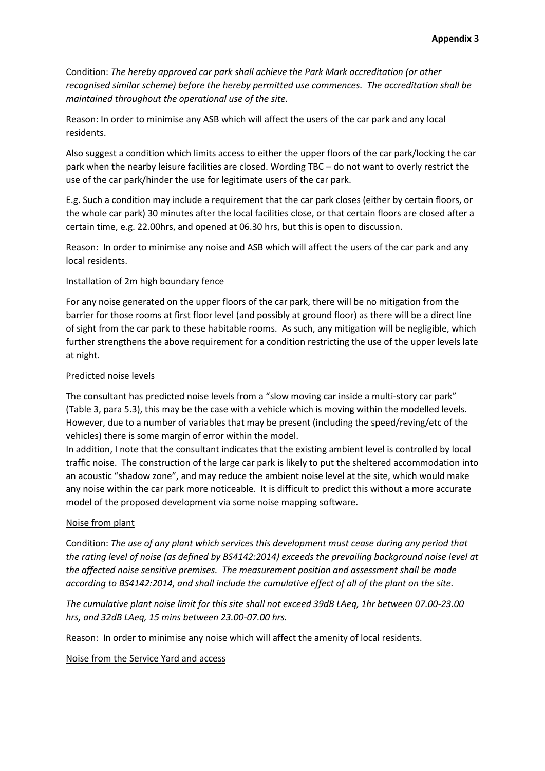**Appendix 3**

Condition: *The hereby approved car park shall achieve the Park Mark accreditation (or other recognised similar scheme) before the hereby permitted use commences. The accreditation shall be maintained throughout the operational use of the site.*

Reason: In order to minimise any ASB which will affect the users of the car park and any local residents.

Also suggest a condition which limits access to either the upper floors of the car park/locking the car park when the nearby leisure facilities are closed. Wording TBC – do not want to overly restrict the use of the car park/hinder the use for legitimate users of the car park.

E.g. Such a condition may include a requirement that the car park closes (either by certain floors, or the whole car park) 30 minutes after the local facilities close, or that certain floors are closed after a certain time, e.g. 22.00hrs, and opened at 06.30 hrs, but this is open to discussion.

Reason: In order to minimise any noise and ASB which will affect the users of the car park and any local residents.

<u>Installation of 2m high boundary fence</u>

For any noise generated on the upper floors of the car park, there will be no mitigation from the barrier for those rooms at first floor level (and possibly at ground floor) as there will be a direct line of sight from the car park to these habitable rooms. As such, any mitigation will be negligible, which further strengthens the above requirement for a condition restricting the use of the upper levels late at night.

<u>Predicted noise levels</u>

The consultant has predicted noise levels from a "slow moving car inside a multi-story car park" (Table 3, para 5.3), this may be the case with a vehicle which is moving within the modelled levels. However, due to a number of variables that may be present (including the speed/reving/etc of the vehicles) there is some margin of error within the model.

In addition, I note that the consultant indicates that the existing ambient level is controlled by local traffic noise. The construction of the large car park is likely to put the sheltered accommodation into an acoustic "shadow zone", and may reduce the ambient noise level at the site, which would make any noise within the car park more noticeable. It is difficult to predict this without a more accurate model of the proposed development via some noise mapping software.

<u>Noise from plant</u>

Condition: *The use of any plant which services this development must cease during any period that the rating level of noise (as defined by BS4142:2014) exceeds the prevailing background noise level at the affected noise sensitive premises. The measurement position and assessment shall be made according to BS4142:2014, and shall include the cumulative effect of all of the plant on the site.*

*The cumulative plant noise limit for this site shall not exceed 39dB LAeq, 1hr between 07.00-23.00 hrs, and 32dB LAeq, 15 mins between 23.00-07.00 hrs.*

Reason: In order to minimise any noise which will affect the amenity of local residents.

<u>Noise from the Service Yard and access</u>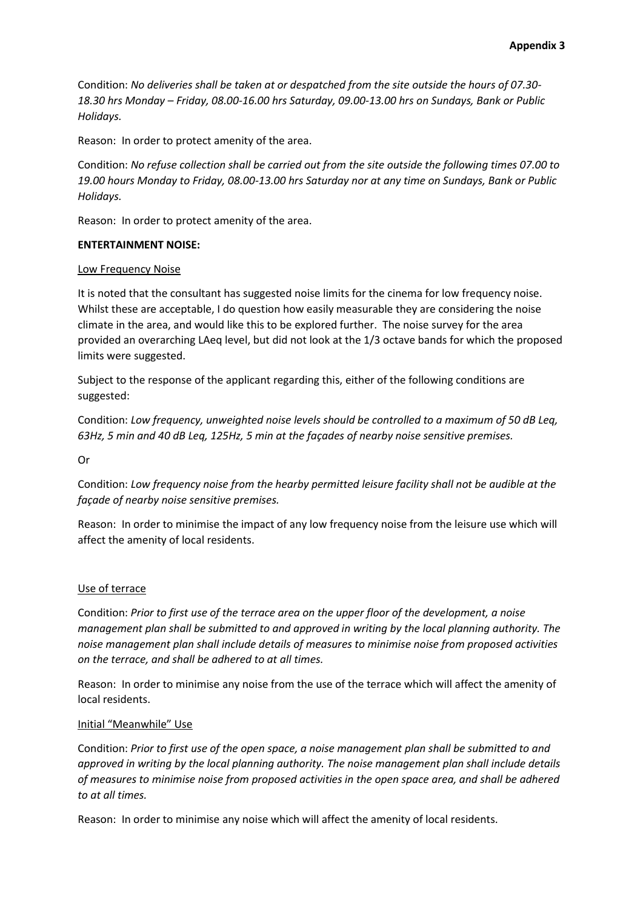**Appendix 3**

Condition: *No deliveries shall be taken at or despatched from the site outside the hours of 07.30-18.30 hrs Monday – Friday, 08.00-16.00 hrs Saturday, 09.00-13.00 hrs on Sundays, Bank or Public Holidays.*

Reason: In order to protect amenity of the area.

Condition: *No refuse collection shall be carried out from the site outside the following times 07.00 to 19.00 hours Monday to Friday, 08.00-13.00 hrs Saturday nor at any time on Sundays, Bank or Public Holidays.*

Reason: In order to protect amenity of the area.

**ENTERTAINMENT NOISE:**

Low Frequency Noise

It is noted that the consultant has suggested noise limits for the cinema for low frequency noise. Whilst these are acceptable, I do question how easily measurable they are considering the noise climate in the area, and would like this to be explored further. The noise survey for the area provided an overarching LAeq level, but did not look at the 1/3 octave bands for which the proposed limits were suggested.

Subject to the response of the applicant regarding this, either of the following conditions are suggested:

Condition: *Low frequency, unweighted noise levels should be controlled to a maximum of 50 dB Leq, 63Hz, 5 min and 40 dB Leq, 125Hz, 5 min at the façades of nearby noise sensitive premises.*

Or

Condition: *Low frequency noise from the hearby permitted leisure facility shall not be audible at the façade of nearby noise sensitive premises.*

Reason: In order to minimise the impact of any low frequency noise from the leisure use which will affect the amenity of local residents.

Use of terrace

Condition: *Prior to first use of the terrace area on the upper floor of the development, a noise management plan shall be submitted to and approved in writing by the local planning authority. The noise management plan shall include details of measures to minimise noise from proposed activities on the terrace, and shall be adhered to at all times.*

Reason: In order to minimise any noise from the use of the terrace which will affect the amenity of local residents.

Initial "Meanwhile" Use

Condition: *Prior to first use of the open space, a noise management plan shall be submitted to and approved in writing by the local planning authority. The noise management plan shall include details of measures to minimise noise from proposed activities in the open space area, and shall be adhered to at all times.*

Reason: In order to minimise any noise which will affect the amenity of local residents.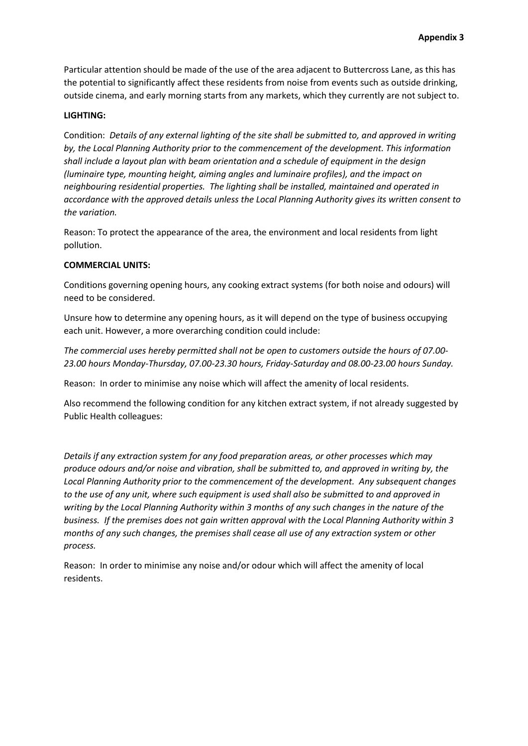Particular attention should be made of the use of the area adjacent to Buttercross Lane, as this has the potential to significantly affect these residents from noise from events such as outside drinking, outside cinema, and early morning starts from any markets, which they currently are not subject to.

**LIGHTING:**

Condition: *Details of any external lighting of the site shall be submitted to, and approved in writing by, the Local Planning Authority prior to the commencement of the development. This information shall include a layout plan with beam orientation and a schedule of equipment in the design (luminaire type, mounting height, aiming angles and luminaire profiles), and the impact on neighbouring residential properties. The lighting shall be installed, maintained and operated in accordance with the approved details unless the Local Planning Authority gives its written consent to the variation.*

Reason: To protect the appearance of the area, the environment and local residents from light pollution.

**COMMERCIAL UNITS:**

Conditions governing opening hours, any cooking extract systems (for both noise and odours) will need to be considered.

Unsure how to determine any opening hours, as it will depend on the type of business occupying each unit. However, a more overarching condition could include:

*The commercial uses hereby permitted shall not be open to customers outside the hours of 07.00-23.00 hours Monday-Thursday, 07.00-23.30 hours, Friday-Saturday and 08.00-23.00 hours Sunday.*

Reason: In order to minimise any noise which will affect the amenity of local residents.

Also recommend the following condition for any kitchen extract system, if not already suggested by Public Health colleagues:

*Details if any extraction system for any food preparation areas, or other processes which may produce odours and/or noise and vibration, shall be submitted to, and approved in writing by, the Local Planning Authority prior to the commencement of the development. Any subsequent changes to the use of any unit, where such equipment is used shall also be submitted to and approved in writing by the Local Planning Authority within 3 months of any such changes in the nature of the business. If the premises does not gain written approval with the Local Planning Authority within 3 months of any such changes, the premises shall cease all use of any extraction system or other process.*

Reason: In order to minimise any noise and/or odour which will affect the amenity of local residents.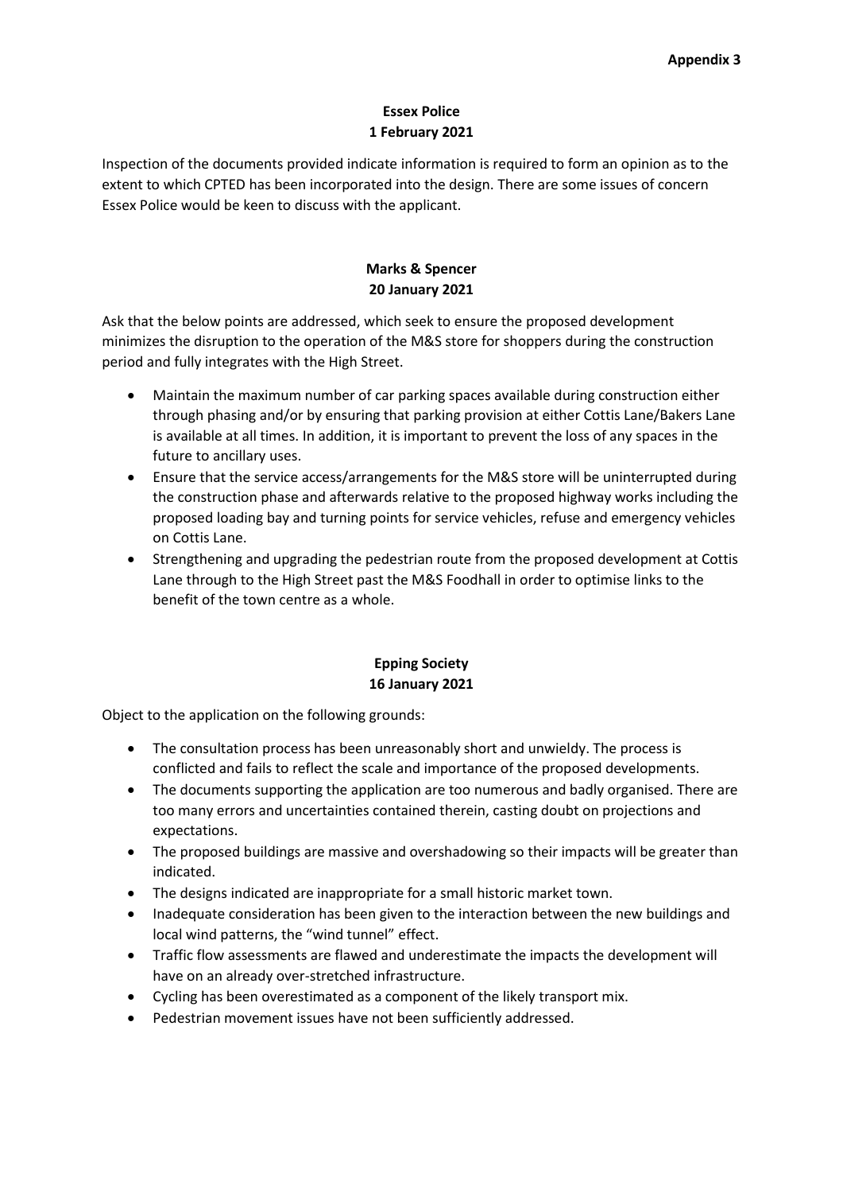**Appendix 3**

**Essex Police**
**1 February 2021**

Inspection of the documents provided indicate information is required to form an opinion as to the extent to which CPTED has been incorporated into the design. There are some issues of concern Essex Police would be keen to discuss with the applicant.

**Marks & Spencer**
**20 January 2021**

Ask that the below points are addressed, which seek to ensure the proposed development minimizes the disruption to the operation of the M&S store for shoppers during the construction period and fully integrates with the High Street.

- Maintain the maximum number of car parking spaces available during construction either through phasing and/or by ensuring that parking provision at either Cottis Lane/Bakers Lane is available at all times. In addition, it is important to prevent the loss of any spaces in the future to ancillary uses.
- Ensure that the service access/arrangements for the M&S store will be uninterrupted during the construction phase and afterwards relative to the proposed highway works including the proposed loading bay and turning points for service vehicles, refuse and emergency vehicles on Cottis Lane.
- Strengthening and upgrading the pedestrian route from the proposed development at Cottis Lane through to the High Street past the M&S Foodhall in order to optimise links to the benefit of the town centre as a whole.

**Epping Society**
**16 January 2021**

Object to the application on the following grounds:

- The consultation process has been unreasonably short and unwieldy. The process is conflicted and fails to reflect the scale and importance of the proposed developments.
- The documents supporting the application are too numerous and badly organised. There are too many errors and uncertainties contained therein, casting doubt on projections and expectations.
- The proposed buildings are massive and overshadowing so their impacts will be greater than indicated.
- The designs indicated are inappropriate for a small historic market town.
- Inadequate consideration has been given to the interaction between the new buildings and local wind patterns, the "wind tunnel" effect.
- Traffic flow assessments are flawed and underestimate the impacts the development will have on an already over-stretched infrastructure.
- Cycling has been overestimated as a component of the likely transport mix.
- Pedestrian movement issues have not been sufficiently addressed.